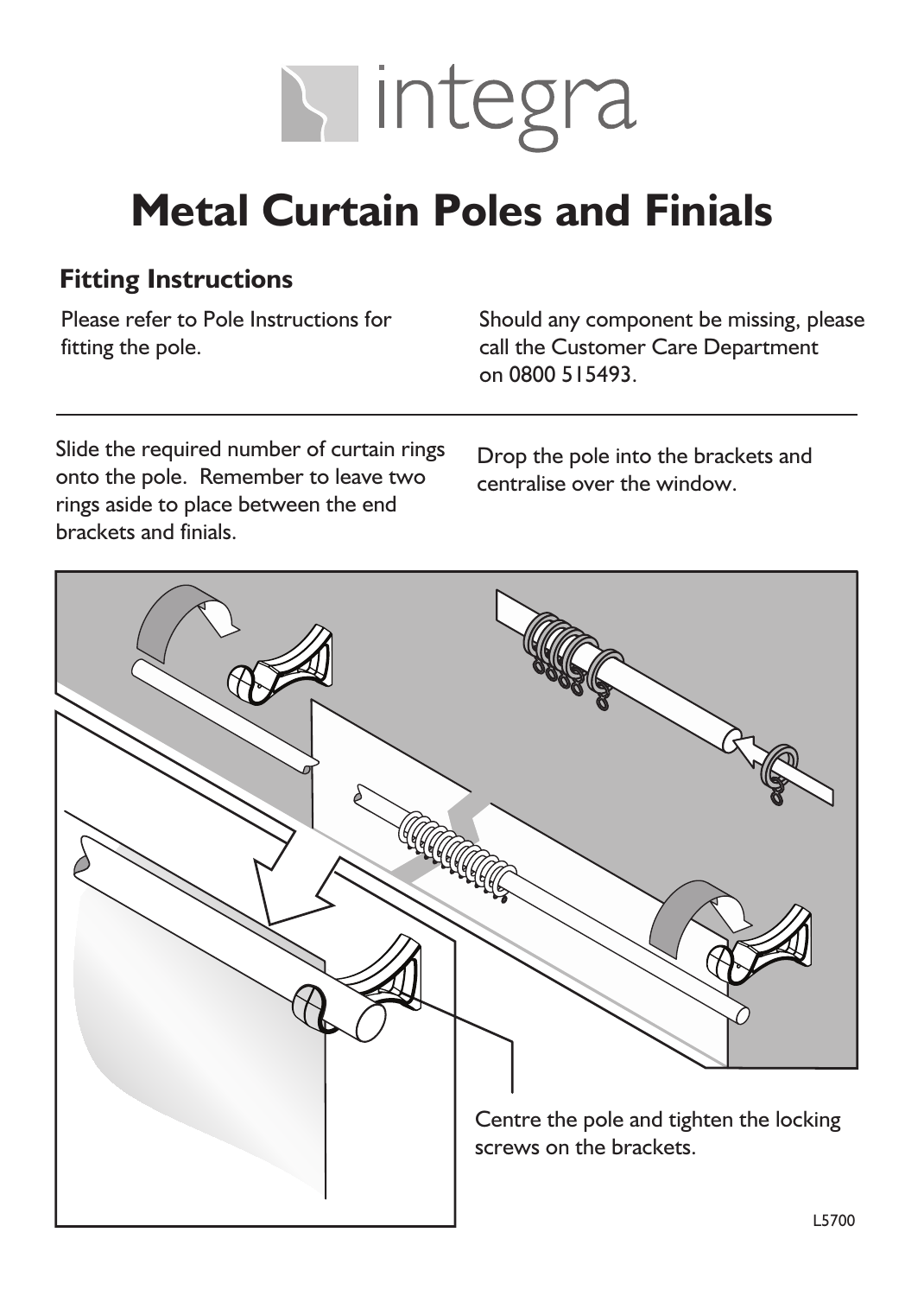# integra

# Metal Curtain Poles and Finials

## Fitting Instructions

Please refer to Pole Instructions for fitting the pole.

Should any component be missing, please call the Customer Care Department on 0800 515493.

---

Slide the required number of curtain rings onto the pole. Remember to leave two rings aside to place between the end brackets and finials.

Drop the pole into the brackets and centralise over the window.

Centre the pole and tighten the locking screws on the brackets.

L5700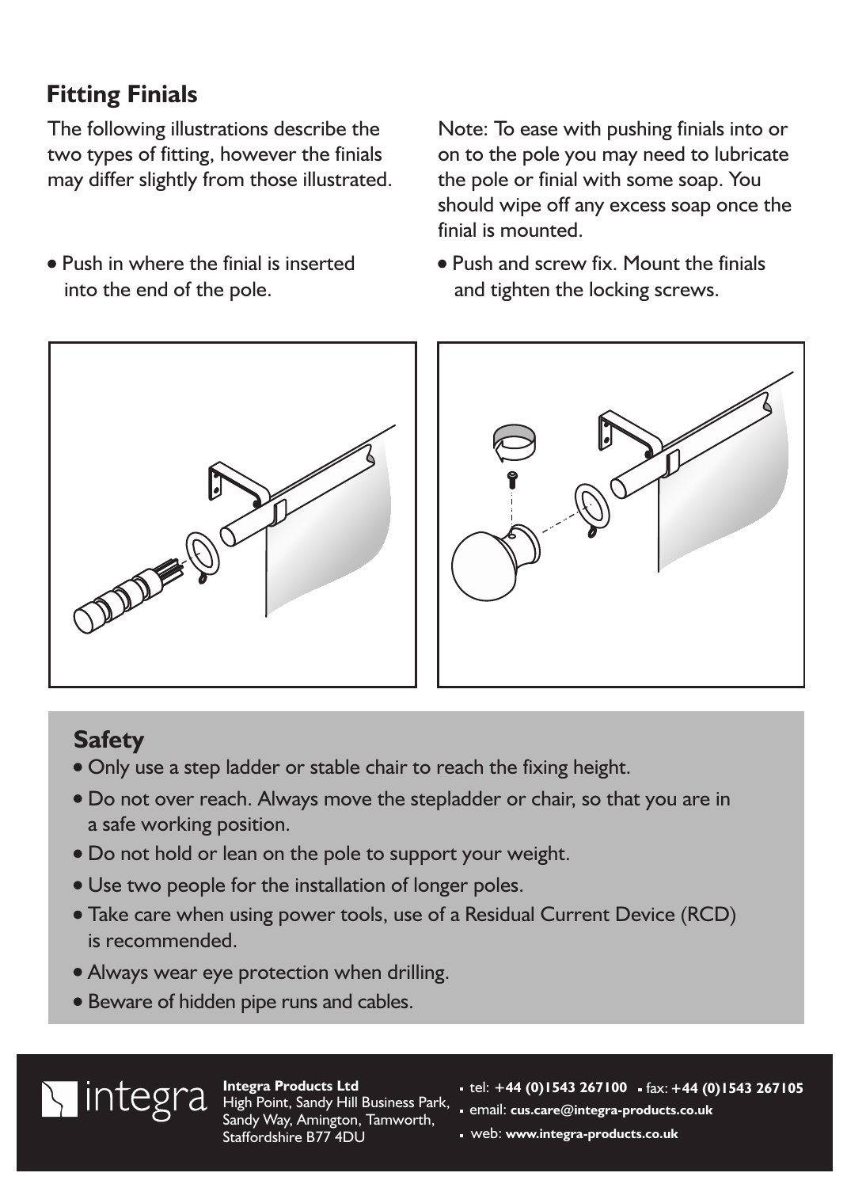## Fitting Finials

The following illustrations describe the two types of fitting, however the finials may differ slightly from those illustrated.

- Push in where the finial is inserted into the end of the pole.

Note: To ease with pushing finials into or on to the pole you may need to lubricate the pole or finial with some soap. You should wipe off any excess soap once the finial is mounted.

- Push and screw fix. Mount the finials and tighten the locking screws.

## Safety

- Only use a step ladder or stable chair to reach the fixing height.
- Do not over reach. Always move the stepladder or chair, so that you are in a safe working position.
- Do not hold or lean on the pole to support your weight.
- Use two people for the installation of longer poles.
- Take care when using power tools, use of a Residual Current Device (RCD) is recommended.
- Always wear eye protection when drilling.
- Beware of hidden pipe runs and cables.

integra

**Integra Products Ltd**
High Point, Sandy Hill Business Park, Sandy Way, Amington, Tamworth, Staffordshire B77 4DU

- tel: **+44 (0)1543 267100**
- fax: **+44 (0)1543 267105**
- email: **cus.care@integra-products.co.uk**
- web: **www.integra-products.co.uk**